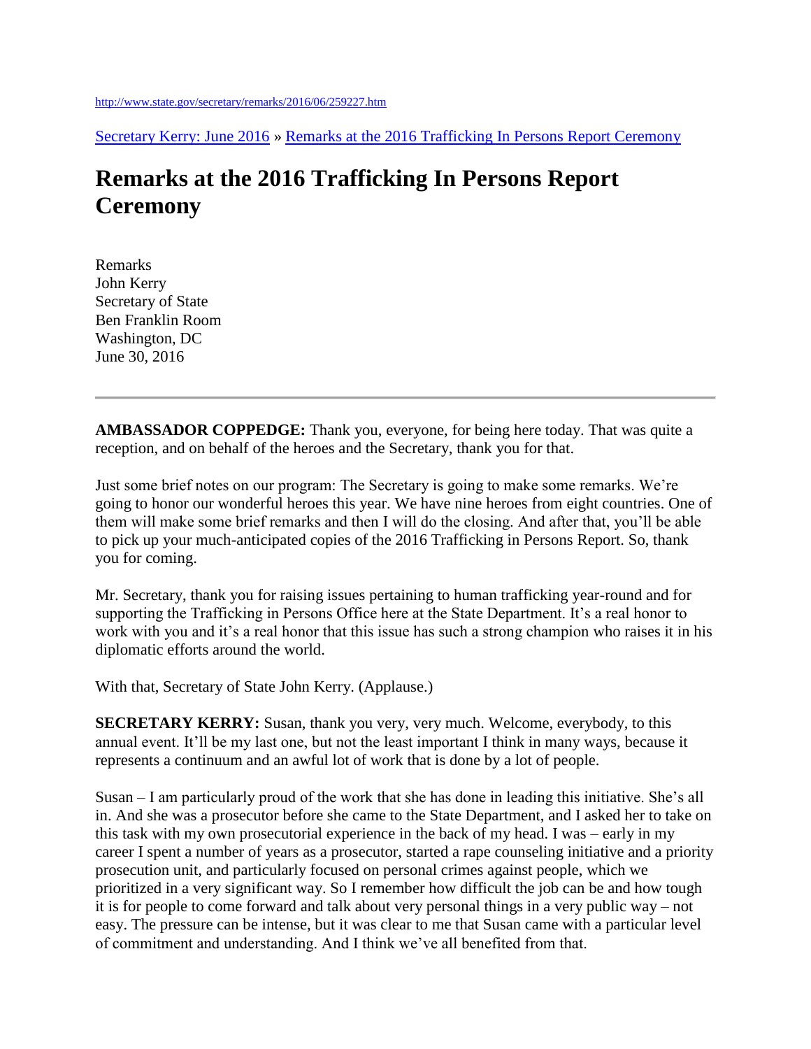http://www.state.gov/secretary/remarks/2016/06/259227.htm

Secretary Kerry: June 2016 » Remarks at the 2016 Trafficking In Persons Report Ceremony

# Remarks at the 2016 Trafficking In Persons Report Ceremony

Remarks
John Kerry
Secretary of State
Ben Franklin Room
Washington, DC
June 30, 2016

---

**AMBASSADOR COPPEDGE:** Thank you, everyone, for being here today. That was quite a reception, and on behalf of the heroes and the Secretary, thank you for that.

Just some brief notes on our program: The Secretary is going to make some remarks. We're going to honor our wonderful heroes this year. We have nine heroes from eight countries. One of them will make some brief remarks and then I will do the closing. And after that, you'll be able to pick up your much-anticipated copies of the 2016 Trafficking in Persons Report. So, thank you for coming.

Mr. Secretary, thank you for raising issues pertaining to human trafficking year-round and for supporting the Trafficking in Persons Office here at the State Department. It's a real honor to work with you and it's a real honor that this issue has such a strong champion who raises it in his diplomatic efforts around the world.

With that, Secretary of State John Kerry. (Applause.)

**SECRETARY KERRY:** Susan, thank you very, very much. Welcome, everybody, to this annual event. It'll be my last one, but not the least important I think in many ways, because it represents a continuum and an awful lot of work that is done by a lot of people.

Susan – I am particularly proud of the work that she has done in leading this initiative. She's all in. And she was a prosecutor before she came to the State Department, and I asked her to take on this task with my own prosecutorial experience in the back of my head. I was – early in my career I spent a number of years as a prosecutor, started a rape counseling initiative and a priority prosecution unit, and particularly focused on personal crimes against people, which we prioritized in a very significant way. So I remember how difficult the job can be and how tough it is for people to come forward and talk about very personal things in a very public way – not easy. The pressure can be intense, but it was clear to me that Susan came with a particular level of commitment and understanding. And I think we've all benefited from that.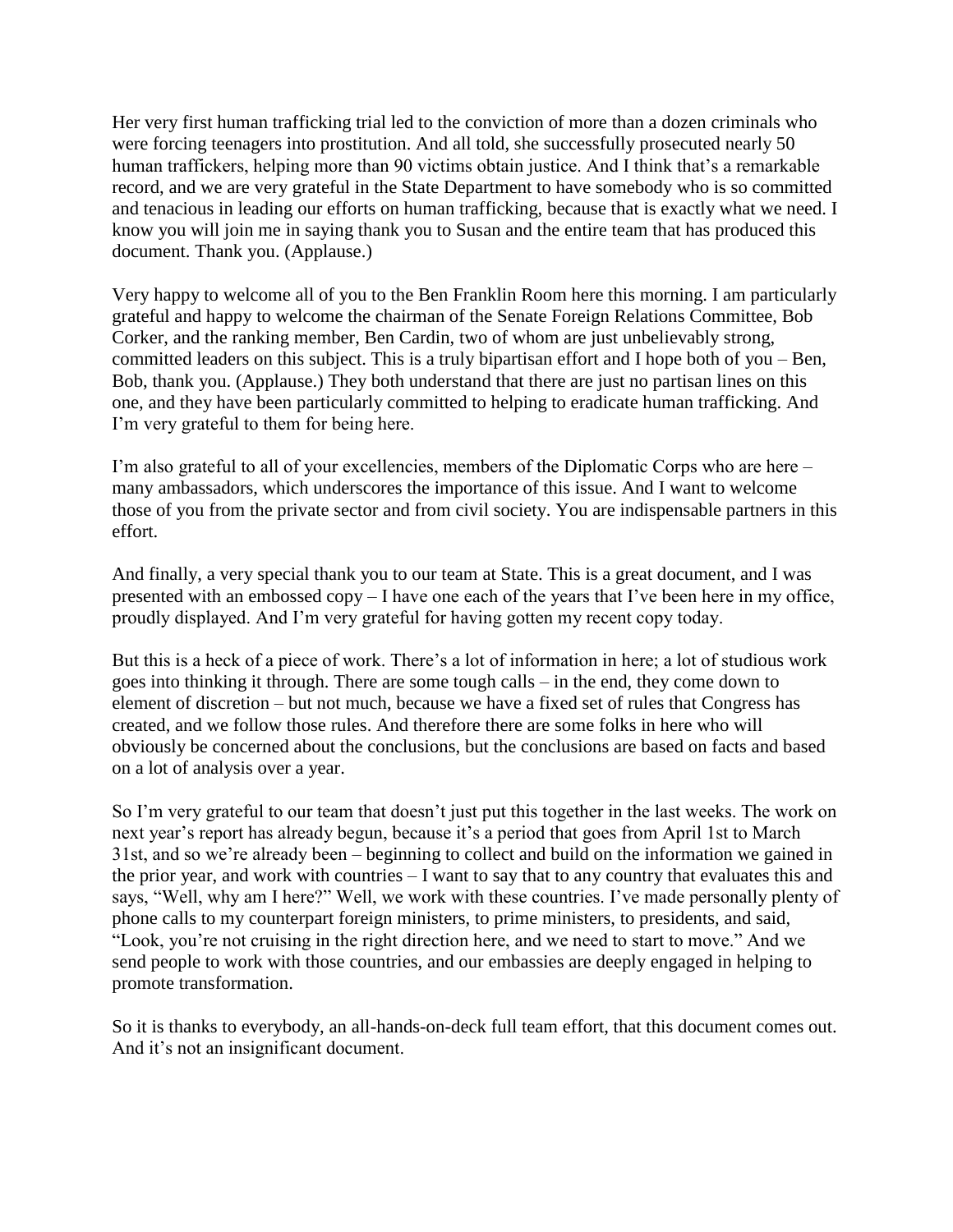Her very first human trafficking trial led to the conviction of more than a dozen criminals who were forcing teenagers into prostitution. And all told, she successfully prosecuted nearly 50 human traffickers, helping more than 90 victims obtain justice. And I think that's a remarkable record, and we are very grateful in the State Department to have somebody who is so committed and tenacious in leading our efforts on human trafficking, because that is exactly what we need. I know you will join me in saying thank you to Susan and the entire team that has produced this document. Thank you. (Applause.)

Very happy to welcome all of you to the Ben Franklin Room here this morning. I am particularly grateful and happy to welcome the chairman of the Senate Foreign Relations Committee, Bob Corker, and the ranking member, Ben Cardin, two of whom are just unbelievably strong, committed leaders on this subject. This is a truly bipartisan effort and I hope both of you – Ben, Bob, thank you. (Applause.) They both understand that there are just no partisan lines on this one, and they have been particularly committed to helping to eradicate human trafficking. And I'm very grateful to them for being here.

I'm also grateful to all of your excellencies, members of the Diplomatic Corps who are here – many ambassadors, which underscores the importance of this issue. And I want to welcome those of you from the private sector and from civil society. You are indispensable partners in this effort.

And finally, a very special thank you to our team at State. This is a great document, and I was presented with an embossed copy – I have one each of the years that I've been here in my office, proudly displayed. And I'm very grateful for having gotten my recent copy today.

But this is a heck of a piece of work. There's a lot of information in here; a lot of studious work goes into thinking it through. There are some tough calls – in the end, they come down to element of discretion – but not much, because we have a fixed set of rules that Congress has created, and we follow those rules. And therefore there are some folks in here who will obviously be concerned about the conclusions, but the conclusions are based on facts and based on a lot of analysis over a year.

So I'm very grateful to our team that doesn't just put this together in the last weeks. The work on next year's report has already begun, because it's a period that goes from April 1st to March 31st, and so we're already been – beginning to collect and build on the information we gained in the prior year, and work with countries – I want to say that to any country that evaluates this and says, "Well, why am I here?" Well, we work with these countries. I've made personally plenty of phone calls to my counterpart foreign ministers, to prime ministers, to presidents, and said, "Look, you're not cruising in the right direction here, and we need to start to move." And we send people to work with those countries, and our embassies are deeply engaged in helping to promote transformation.

So it is thanks to everybody, an all-hands-on-deck full team effort, that this document comes out. And it's not an insignificant document.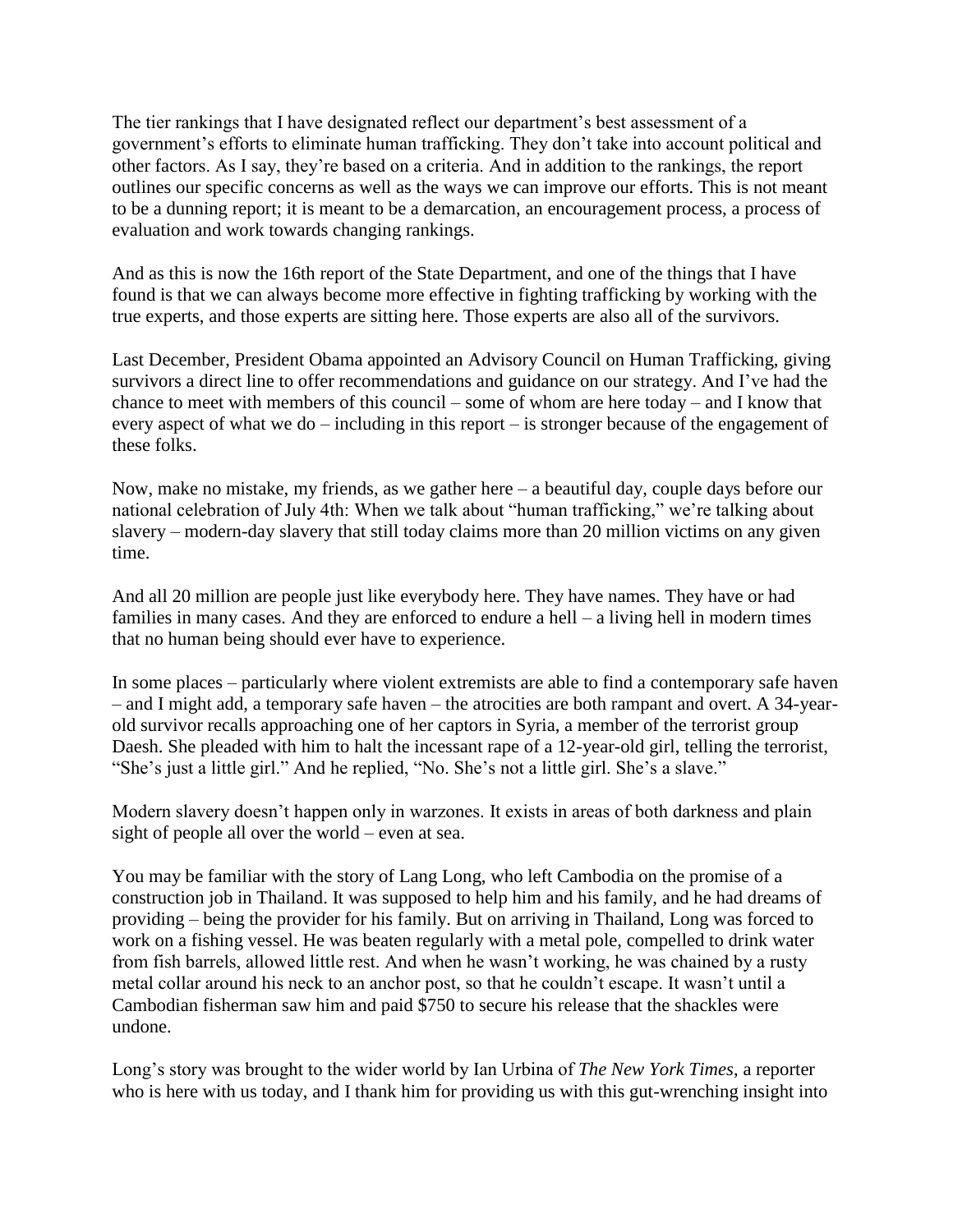The tier rankings that I have designated reflect our department's best assessment of a government's efforts to eliminate human trafficking. They don't take into account political and other factors. As I say, they're based on a criteria. And in addition to the rankings, the report outlines our specific concerns as well as the ways we can improve our efforts. This is not meant to be a dunning report; it is meant to be a demarcation, an encouragement process, a process of evaluation and work towards changing rankings.

And as this is now the 16th report of the State Department, and one of the things that I have found is that we can always become more effective in fighting trafficking by working with the true experts, and those experts are sitting here. Those experts are also all of the survivors.

Last December, President Obama appointed an Advisory Council on Human Trafficking, giving survivors a direct line to offer recommendations and guidance on our strategy. And I've had the chance to meet with members of this council – some of whom are here today – and I know that every aspect of what we do – including in this report – is stronger because of the engagement of these folks.

Now, make no mistake, my friends, as we gather here – a beautiful day, couple days before our national celebration of July 4th: When we talk about "human trafficking," we're talking about slavery – modern-day slavery that still today claims more than 20 million victims on any given time.

And all 20 million are people just like everybody here. They have names. They have or had families in many cases. And they are enforced to endure a hell – a living hell in modern times that no human being should ever have to experience.

In some places – particularly where violent extremists are able to find a contemporary safe haven – and I might add, a temporary safe haven – the atrocities are both rampant and overt. A 34-year-old survivor recalls approaching one of her captors in Syria, a member of the terrorist group Daesh. She pleaded with him to halt the incessant rape of a 12-year-old girl, telling the terrorist, "She's just a little girl." And he replied, "No. She's not a little girl. She's a slave."

Modern slavery doesn't happen only in warzones. It exists in areas of both darkness and plain sight of people all over the world – even at sea.

You may be familiar with the story of Lang Long, who left Cambodia on the promise of a construction job in Thailand. It was supposed to help him and his family, and he had dreams of providing – being the provider for his family. But on arriving in Thailand, Long was forced to work on a fishing vessel. He was beaten regularly with a metal pole, compelled to drink water from fish barrels, allowed little rest. And when he wasn't working, he was chained by a rusty metal collar around his neck to an anchor post, so that he couldn't escape. It wasn't until a Cambodian fisherman saw him and paid $750 to secure his release that the shackles were undone.

Long's story was brought to the wider world by Ian Urbina of *The New York Times*, a reporter who is here with us today, and I thank him for providing us with this gut-wrenching insight into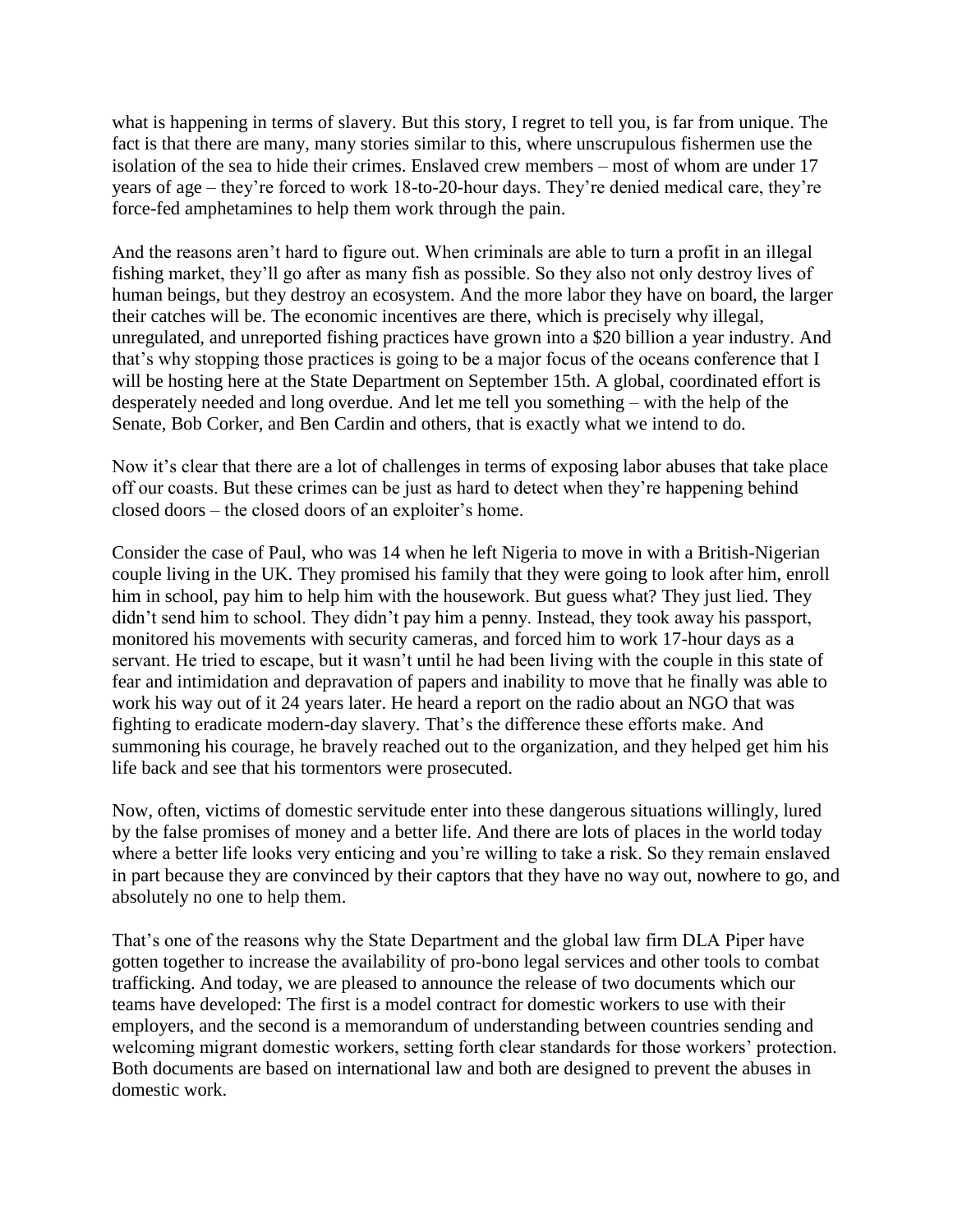what is happening in terms of slavery. But this story, I regret to tell you, is far from unique. The fact is that there are many, many stories similar to this, where unscrupulous fishermen use the isolation of the sea to hide their crimes. Enslaved crew members – most of whom are under 17 years of age – they're forced to work 18-to-20-hour days. They're denied medical care, they're force-fed amphetamines to help them work through the pain.

And the reasons aren't hard to figure out. When criminals are able to turn a profit in an illegal fishing market, they'll go after as many fish as possible. So they also not only destroy lives of human beings, but they destroy an ecosystem. And the more labor they have on board, the larger their catches will be. The economic incentives are there, which is precisely why illegal, unregulated, and unreported fishing practices have grown into a $20 billion a year industry. And that's why stopping those practices is going to be a major focus of the oceans conference that I will be hosting here at the State Department on September 15th. A global, coordinated effort is desperately needed and long overdue. And let me tell you something – with the help of the Senate, Bob Corker, and Ben Cardin and others, that is exactly what we intend to do.

Now it's clear that there are a lot of challenges in terms of exposing labor abuses that take place off our coasts. But these crimes can be just as hard to detect when they're happening behind closed doors – the closed doors of an exploiter's home.

Consider the case of Paul, who was 14 when he left Nigeria to move in with a British-Nigerian couple living in the UK. They promised his family that they were going to look after him, enroll him in school, pay him to help him with the housework. But guess what? They just lied. They didn't send him to school. They didn't pay him a penny. Instead, they took away his passport, monitored his movements with security cameras, and forced him to work 17-hour days as a servant. He tried to escape, but it wasn't until he had been living with the couple in this state of fear and intimidation and depravation of papers and inability to move that he finally was able to work his way out of it 24 years later. He heard a report on the radio about an NGO that was fighting to eradicate modern-day slavery. That's the difference these efforts make. And summoning his courage, he bravely reached out to the organization, and they helped get him his life back and see that his tormentors were prosecuted.

Now, often, victims of domestic servitude enter into these dangerous situations willingly, lured by the false promises of money and a better life. And there are lots of places in the world today where a better life looks very enticing and you're willing to take a risk. So they remain enslaved in part because they are convinced by their captors that they have no way out, nowhere to go, and absolutely no one to help them.

That's one of the reasons why the State Department and the global law firm DLA Piper have gotten together to increase the availability of pro-bono legal services and other tools to combat trafficking. And today, we are pleased to announce the release of two documents which our teams have developed: The first is a model contract for domestic workers to use with their employers, and the second is a memorandum of understanding between countries sending and welcoming migrant domestic workers, setting forth clear standards for those workers' protection. Both documents are based on international law and both are designed to prevent the abuses in domestic work.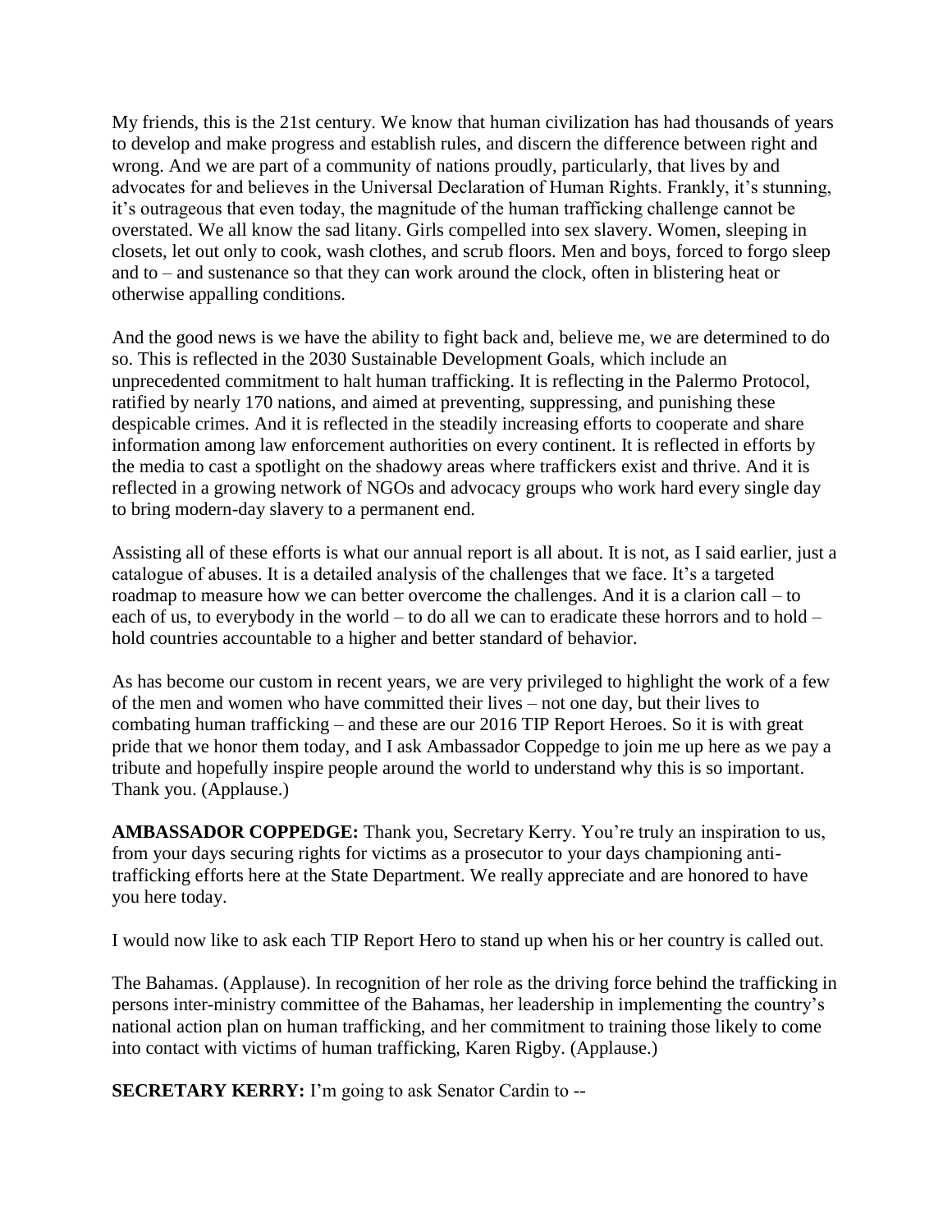My friends, this is the 21st century. We know that human civilization has had thousands of years to develop and make progress and establish rules, and discern the difference between right and wrong. And we are part of a community of nations proudly, particularly, that lives by and advocates for and believes in the Universal Declaration of Human Rights. Frankly, it's stunning, it's outrageous that even today, the magnitude of the human trafficking challenge cannot be overstated. We all know the sad litany. Girls compelled into sex slavery. Women, sleeping in closets, let out only to cook, wash clothes, and scrub floors. Men and boys, forced to forgo sleep and to – and sustenance so that they can work around the clock, often in blistering heat or otherwise appalling conditions.

And the good news is we have the ability to fight back and, believe me, we are determined to do so. This is reflected in the 2030 Sustainable Development Goals, which include an unprecedented commitment to halt human trafficking. It is reflecting in the Palermo Protocol, ratified by nearly 170 nations, and aimed at preventing, suppressing, and punishing these despicable crimes. And it is reflected in the steadily increasing efforts to cooperate and share information among law enforcement authorities on every continent. It is reflected in efforts by the media to cast a spotlight on the shadowy areas where traffickers exist and thrive. And it is reflected in a growing network of NGOs and advocacy groups who work hard every single day to bring modern-day slavery to a permanent end.

Assisting all of these efforts is what our annual report is all about. It is not, as I said earlier, just a catalogue of abuses. It is a detailed analysis of the challenges that we face. It's a targeted roadmap to measure how we can better overcome the challenges. And it is a clarion call – to each of us, to everybody in the world – to do all we can to eradicate these horrors and to hold – hold countries accountable to a higher and better standard of behavior.

As has become our custom in recent years, we are very privileged to highlight the work of a few of the men and women who have committed their lives – not one day, but their lives to combating human trafficking – and these are our 2016 TIP Report Heroes. So it is with great pride that we honor them today, and I ask Ambassador Coppedge to join me up here as we pay a tribute and hopefully inspire people around the world to understand why this is so important. Thank you. (Applause.)

**AMBASSADOR COPPEDGE:** Thank you, Secretary Kerry. You're truly an inspiration to us, from your days securing rights for victims as a prosecutor to your days championing anti-trafficking efforts here at the State Department. We really appreciate and are honored to have you here today.

I would now like to ask each TIP Report Hero to stand up when his or her country is called out.

The Bahamas. (Applause). In recognition of her role as the driving force behind the trafficking in persons inter-ministry committee of the Bahamas, her leadership in implementing the country's national action plan on human trafficking, and her commitment to training those likely to come into contact with victims of human trafficking, Karen Rigby. (Applause.)

**SECRETARY KERRY:** I'm going to ask Senator Cardin to --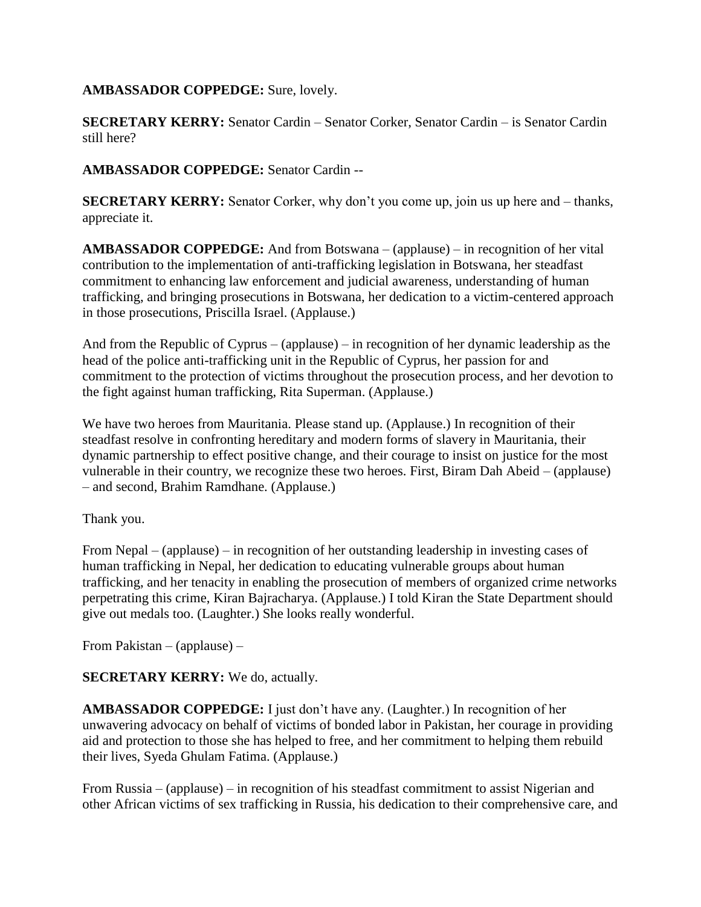**AMBASSADOR COPPEDGE:** Sure, lovely.

**SECRETARY KERRY:** Senator Cardin – Senator Corker, Senator Cardin – is Senator Cardin still here?

**AMBASSADOR COPPEDGE:** Senator Cardin --

**SECRETARY KERRY:** Senator Corker, why don't you come up, join us up here and – thanks, appreciate it.

**AMBASSADOR COPPEDGE:** And from Botswana – (applause) – in recognition of her vital contribution to the implementation of anti-trafficking legislation in Botswana, her steadfast commitment to enhancing law enforcement and judicial awareness, understanding of human trafficking, and bringing prosecutions in Botswana, her dedication to a victim-centered approach in those prosecutions, Priscilla Israel. (Applause.)

And from the Republic of Cyprus – (applause) – in recognition of her dynamic leadership as the head of the police anti-trafficking unit in the Republic of Cyprus, her passion for and commitment to the protection of victims throughout the prosecution process, and her devotion to the fight against human trafficking, Rita Superman. (Applause.)

We have two heroes from Mauritania. Please stand up. (Applause.) In recognition of their steadfast resolve in confronting hereditary and modern forms of slavery in Mauritania, their dynamic partnership to effect positive change, and their courage to insist on justice for the most vulnerable in their country, we recognize these two heroes. First, Biram Dah Abeid – (applause) – and second, Brahim Ramdhane. (Applause.)

Thank you.

From Nepal – (applause) – in recognition of her outstanding leadership in investing cases of human trafficking in Nepal, her dedication to educating vulnerable groups about human trafficking, and her tenacity in enabling the prosecution of members of organized crime networks perpetrating this crime, Kiran Bajracharya. (Applause.) I told Kiran the State Department should give out medals too. (Laughter.) She looks really wonderful.

From Pakistan – (applause) –

**SECRETARY KERRY:** We do, actually.

**AMBASSADOR COPPEDGE:** I just don't have any. (Laughter.) In recognition of her unwavering advocacy on behalf of victims of bonded labor in Pakistan, her courage in providing aid and protection to those she has helped to free, and her commitment to helping them rebuild their lives, Syeda Ghulam Fatima. (Applause.)

From Russia – (applause) – in recognition of his steadfast commitment to assist Nigerian and other African victims of sex trafficking in Russia, his dedication to their comprehensive care, and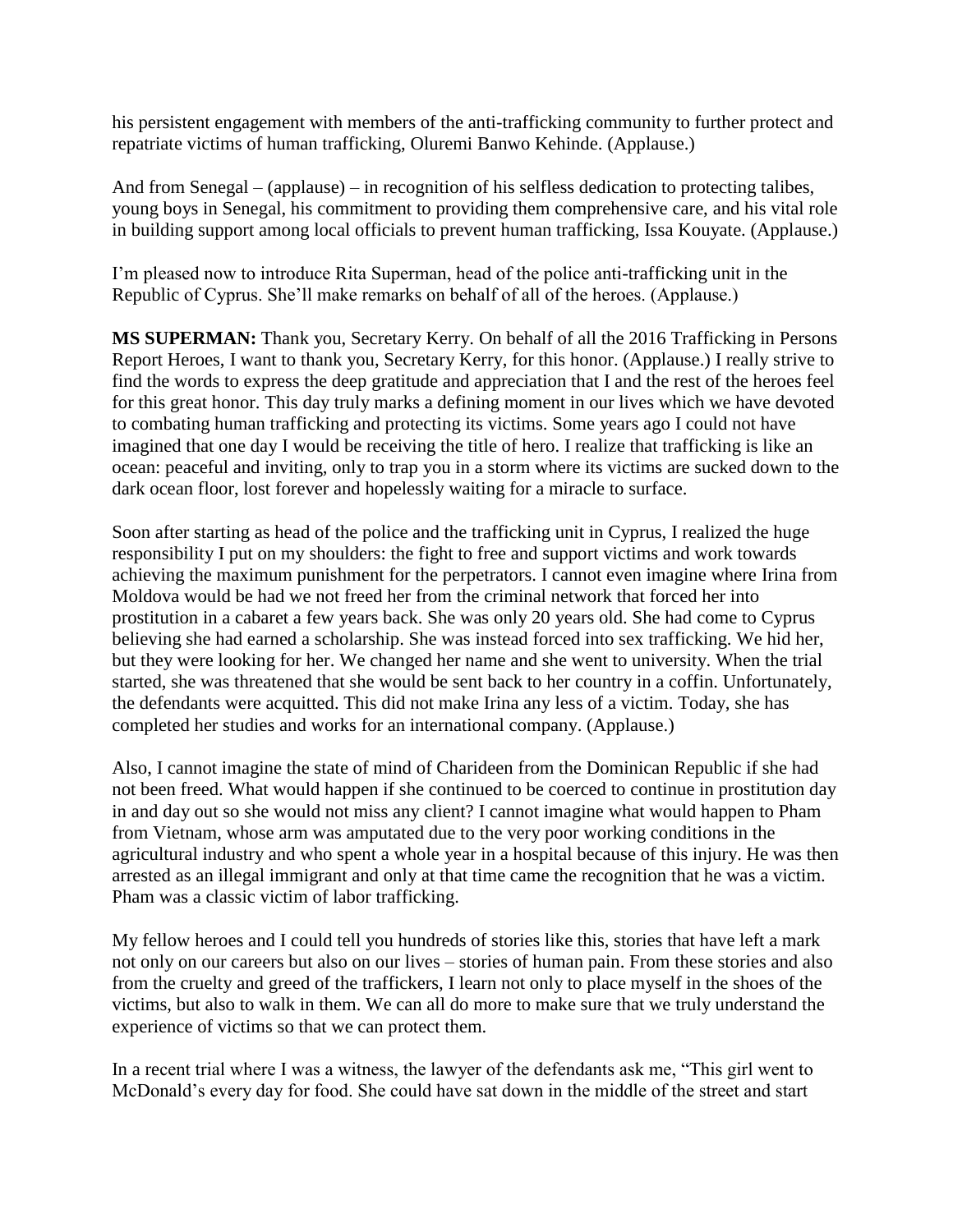his persistent engagement with members of the anti-trafficking community to further protect and repatriate victims of human trafficking, Oluremi Banwo Kehinde. (Applause.)

And from Senegal – (applause) – in recognition of his selfless dedication to protecting talibes, young boys in Senegal, his commitment to providing them comprehensive care, and his vital role in building support among local officials to prevent human trafficking, Issa Kouyate. (Applause.)

I'm pleased now to introduce Rita Superman, head of the police anti-trafficking unit in the Republic of Cyprus. She'll make remarks on behalf of all of the heroes. (Applause.)

**MS SUPERMAN:** Thank you, Secretary Kerry. On behalf of all the 2016 Trafficking in Persons Report Heroes, I want to thank you, Secretary Kerry, for this honor. (Applause.) I really strive to find the words to express the deep gratitude and appreciation that I and the rest of the heroes feel for this great honor. This day truly marks a defining moment in our lives which we have devoted to combating human trafficking and protecting its victims. Some years ago I could not have imagined that one day I would be receiving the title of hero. I realize that trafficking is like an ocean: peaceful and inviting, only to trap you in a storm where its victims are sucked down to the dark ocean floor, lost forever and hopelessly waiting for a miracle to surface.

Soon after starting as head of the police and the trafficking unit in Cyprus, I realized the huge responsibility I put on my shoulders: the fight to free and support victims and work towards achieving the maximum punishment for the perpetrators. I cannot even imagine where Irina from Moldova would be had we not freed her from the criminal network that forced her into prostitution in a cabaret a few years back. She was only 20 years old. She had come to Cyprus believing she had earned a scholarship. She was instead forced into sex trafficking. We hid her, but they were looking for her. We changed her name and she went to university. When the trial started, she was threatened that she would be sent back to her country in a coffin. Unfortunately, the defendants were acquitted. This did not make Irina any less of a victim. Today, she has completed her studies and works for an international company. (Applause.)

Also, I cannot imagine the state of mind of Charideen from the Dominican Republic if she had not been freed. What would happen if she continued to be coerced to continue in prostitution day in and day out so she would not miss any client? I cannot imagine what would happen to Pham from Vietnam, whose arm was amputated due to the very poor working conditions in the agricultural industry and who spent a whole year in a hospital because of this injury. He was then arrested as an illegal immigrant and only at that time came the recognition that he was a victim. Pham was a classic victim of labor trafficking.

My fellow heroes and I could tell you hundreds of stories like this, stories that have left a mark not only on our careers but also on our lives – stories of human pain. From these stories and also from the cruelty and greed of the traffickers, I learn not only to place myself in the shoes of the victims, but also to walk in them. We can all do more to make sure that we truly understand the experience of victims so that we can protect them.

In a recent trial where I was a witness, the lawyer of the defendants ask me, "This girl went to McDonald's every day for food. She could have sat down in the middle of the street and start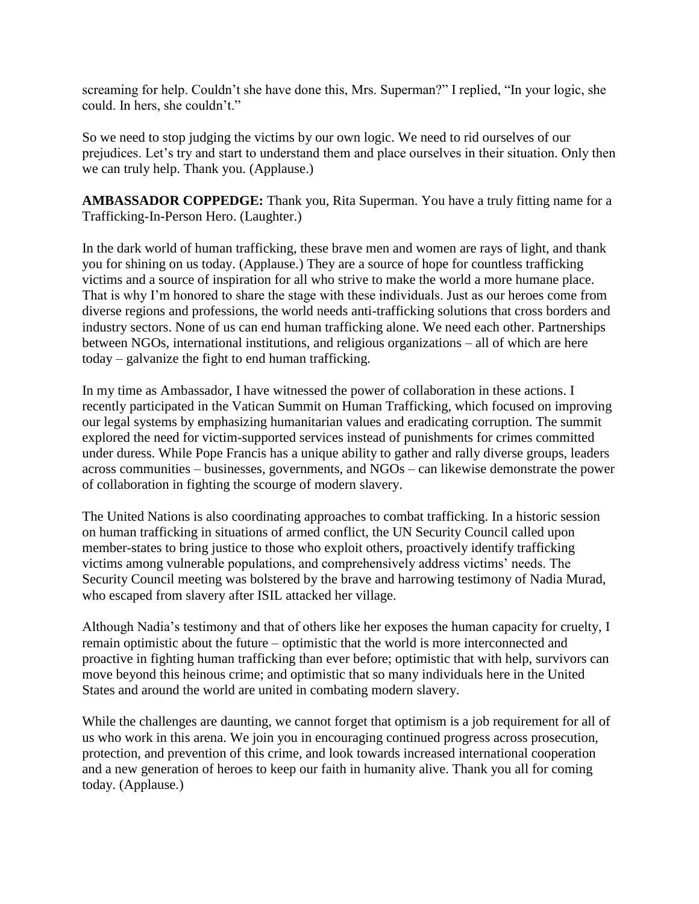screaming for help. Couldn't she have done this, Mrs. Superman?" I replied, "In your logic, she could. In hers, she couldn't."

So we need to stop judging the victims by our own logic. We need to rid ourselves of our prejudices. Let's try and start to understand them and place ourselves in their situation. Only then we can truly help. Thank you. (Applause.)

**AMBASSADOR COPPEDGE:** Thank you, Rita Superman. You have a truly fitting name for a Trafficking-In-Person Hero. (Laughter.)

In the dark world of human trafficking, these brave men and women are rays of light, and thank you for shining on us today. (Applause.) They are a source of hope for countless trafficking victims and a source of inspiration for all who strive to make the world a more humane place. That is why I'm honored to share the stage with these individuals. Just as our heroes come from diverse regions and professions, the world needs anti-trafficking solutions that cross borders and industry sectors. None of us can end human trafficking alone. We need each other. Partnerships between NGOs, international institutions, and religious organizations – all of which are here today – galvanize the fight to end human trafficking.

In my time as Ambassador, I have witnessed the power of collaboration in these actions. I recently participated in the Vatican Summit on Human Trafficking, which focused on improving our legal systems by emphasizing humanitarian values and eradicating corruption. The summit explored the need for victim-supported services instead of punishments for crimes committed under duress. While Pope Francis has a unique ability to gather and rally diverse groups, leaders across communities – businesses, governments, and NGOs – can likewise demonstrate the power of collaboration in fighting the scourge of modern slavery.

The United Nations is also coordinating approaches to combat trafficking. In a historic session on human trafficking in situations of armed conflict, the UN Security Council called upon member-states to bring justice to those who exploit others, proactively identify trafficking victims among vulnerable populations, and comprehensively address victims' needs. The Security Council meeting was bolstered by the brave and harrowing testimony of Nadia Murad, who escaped from slavery after ISIL attacked her village.

Although Nadia's testimony and that of others like her exposes the human capacity for cruelty, I remain optimistic about the future – optimistic that the world is more interconnected and proactive in fighting human trafficking than ever before; optimistic that with help, survivors can move beyond this heinous crime; and optimistic that so many individuals here in the United States and around the world are united in combating modern slavery.

While the challenges are daunting, we cannot forget that optimism is a job requirement for all of us who work in this arena. We join you in encouraging continued progress across prosecution, protection, and prevention of this crime, and look towards increased international cooperation and a new generation of heroes to keep our faith in humanity alive. Thank you all for coming today. (Applause.)